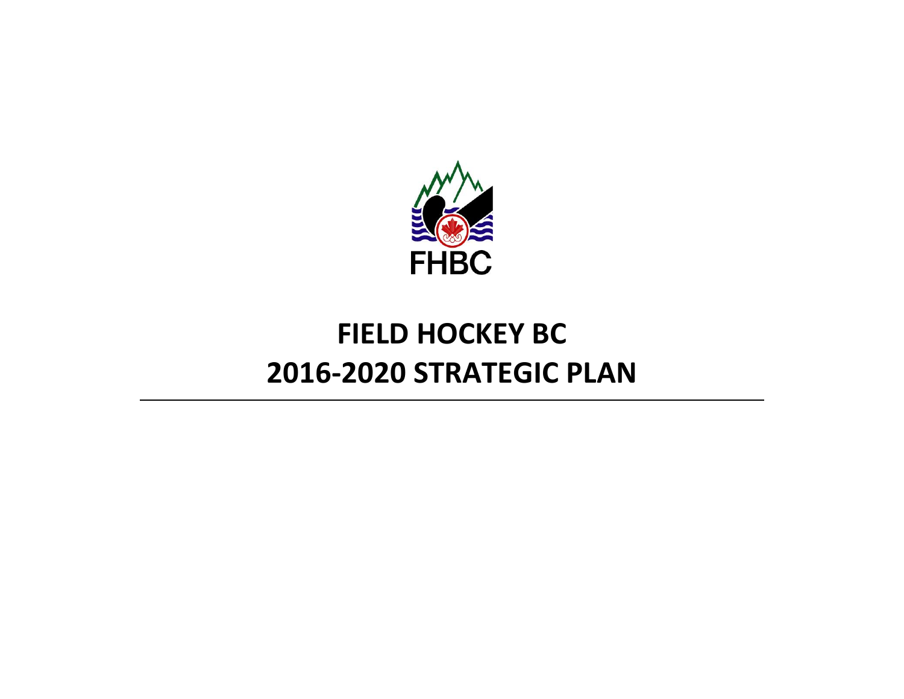FHBC

# FIELD HOCKEY BC
# 2016-2020 STRATEGIC PLAN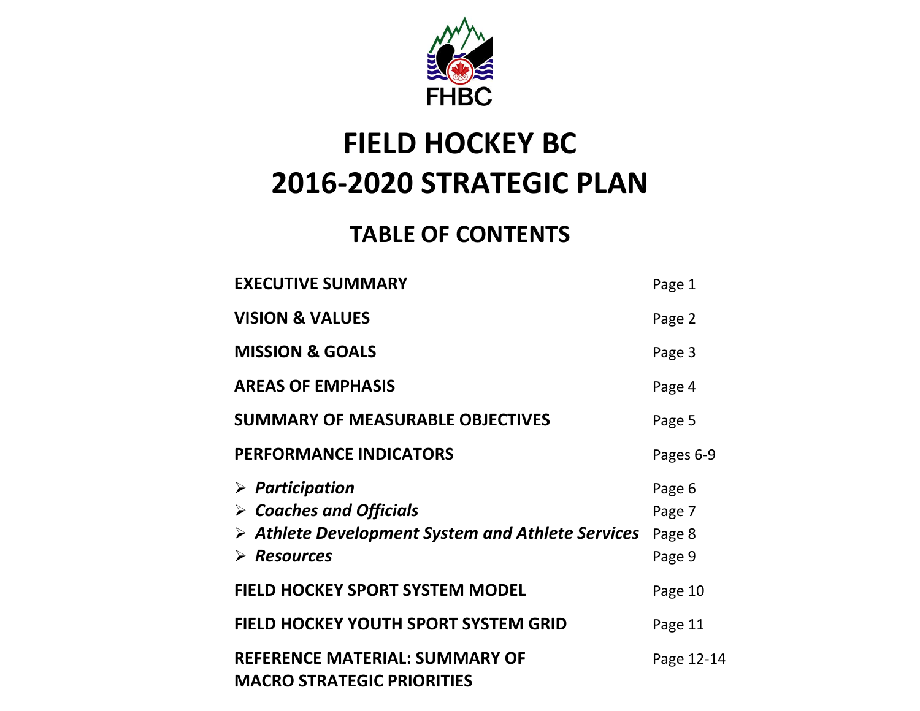FHBC

# FIELD HOCKEY BC
# 2016-2020 STRATEGIC PLAN

## TABLE OF CONTENTS

| | |
|---|---|
| **EXECUTIVE SUMMARY** | Page 1 |
| **VISION & VALUES** | Page 2 |
| **MISSION & GOALS** | Page 3 |
| **AREAS OF EMPHASIS** | Page 4 |
| **SUMMARY OF MEASURABLE OBJECTIVES** | Page 5 |
| **PERFORMANCE INDICATORS** | Pages 6-9 |
| ➢ ***Participation*** | Page 6 |
| ➢ ***Coaches and Officials*** | Page 7 |
| ➢ ***Athlete Development System and Athlete Services*** | Page 8 |
| ➢ ***Resources*** | Page 9 |
| **FIELD HOCKEY SPORT SYSTEM MODEL** | Page 10 |
| **FIELD HOCKEY YOUTH SPORT SYSTEM GRID** | Page 11 |
| **REFERENCE MATERIAL: SUMMARY OF MACRO STRATEGIC PRIORITIES** | Page 12-14 |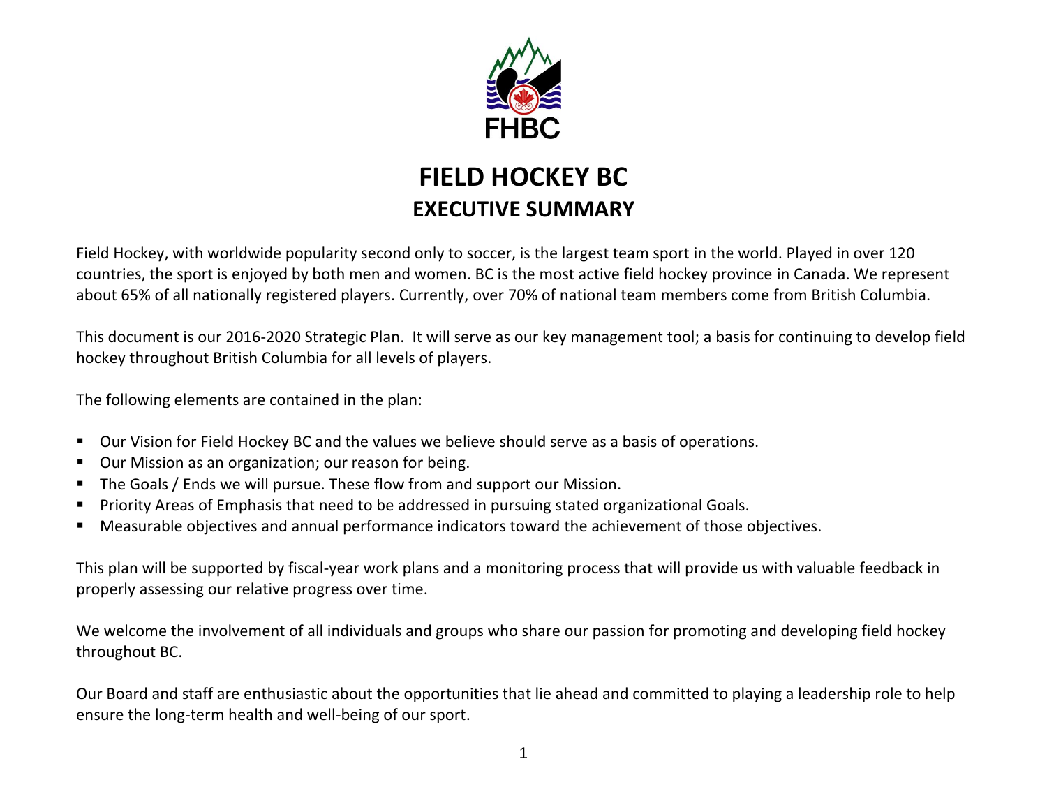# FIELD HOCKEY BC

## EXECUTIVE SUMMARY

Field Hockey, with worldwide popularity second only to soccer, is the largest team sport in the world. Played in over 120 countries, the sport is enjoyed by both men and women. BC is the most active field hockey province in Canada. We represent about 65% of all nationally registered players. Currently, over 70% of national team members come from British Columbia.

This document is our 2016-2020 Strategic Plan. It will serve as our key management tool; a basis for continuing to develop field hockey throughout British Columbia for all levels of players.

The following elements are contained in the plan:

- Our Vision for Field Hockey BC and the values we believe should serve as a basis of operations.
- Our Mission as an organization; our reason for being.
- The Goals / Ends we will pursue. These flow from and support our Mission.
- Priority Areas of Emphasis that need to be addressed in pursuing stated organizational Goals.
- Measurable objectives and annual performance indicators toward the achievement of those objectives.

This plan will be supported by fiscal-year work plans and a monitoring process that will provide us with valuable feedback in properly assessing our relative progress over time.

We welcome the involvement of all individuals and groups who share our passion for promoting and developing field hockey throughout BC.

Our Board and staff are enthusiastic about the opportunities that lie ahead and committed to playing a leadership role to help ensure the long-term health and well-being of our sport.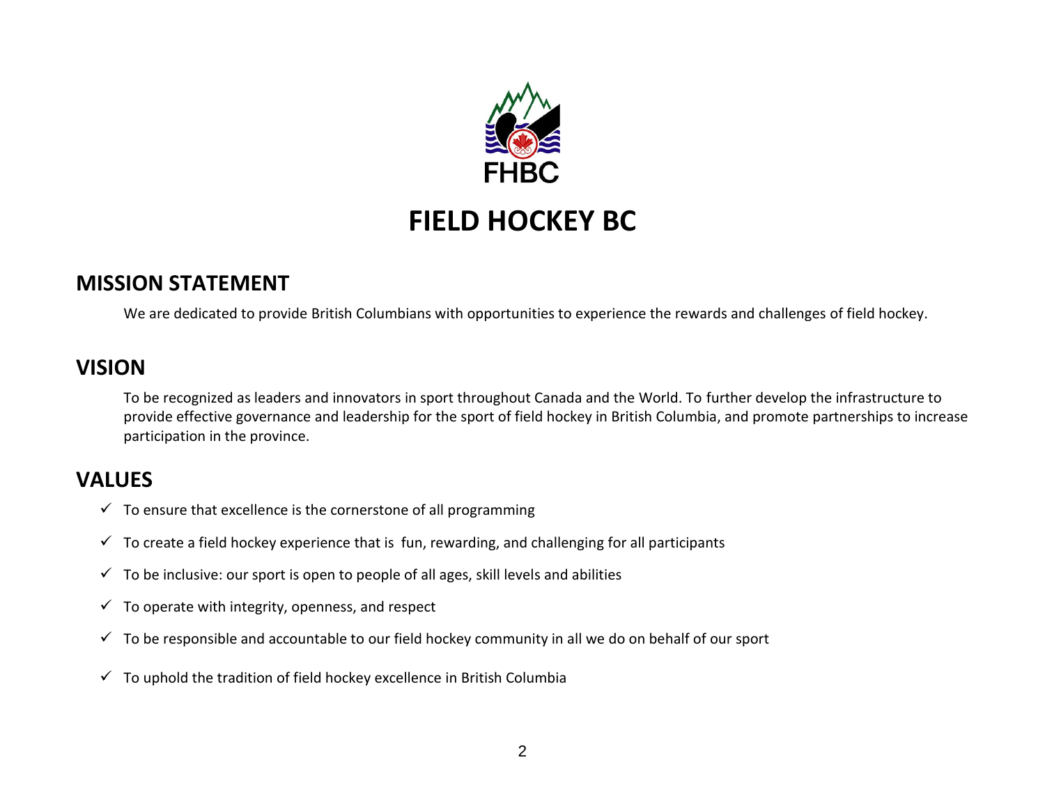FHBC

# FIELD HOCKEY BC

## MISSION STATEMENT

We are dedicated to provide British Columbians with opportunities to experience the rewards and challenges of field hockey.

## VISION

To be recognized as leaders and innovators in sport throughout Canada and the World. To further develop the infrastructure to provide effective governance and leadership for the sport of field hockey in British Columbia, and promote partnerships to increase participation in the province.

## VALUES

- ✓ To ensure that excellence is the cornerstone of all programming
- ✓ To create a field hockey experience that is fun, rewarding, and challenging for all participants
- ✓ To be inclusive: our sport is open to people of all ages, skill levels and abilities
- ✓ To operate with integrity, openness, and respect
- ✓ To be responsible and accountable to our field hockey community in all we do on behalf of our sport
- ✓ To uphold the tradition of field hockey excellence in British Columbia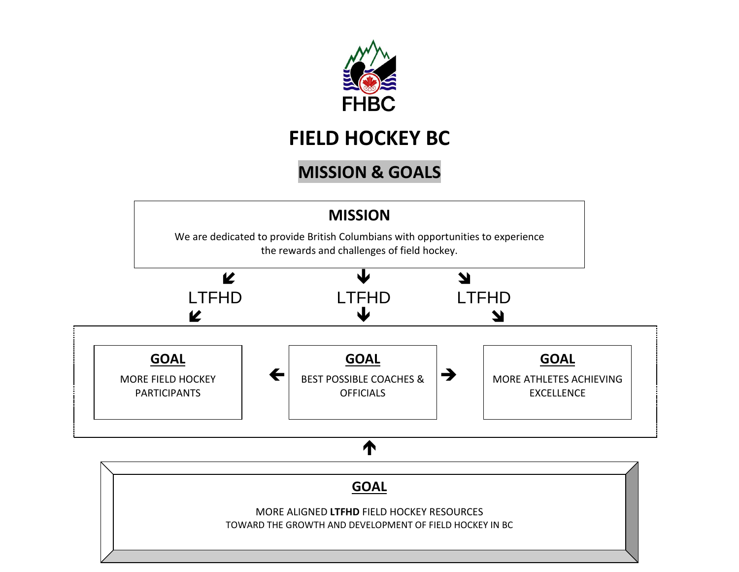FHBC

# FIELD HOCKEY BC

## MISSION & GOALS

### MISSION

We are dedicated to provide British Columbians with opportunities to experience the rewards and challenges of field hockey.

LTFHD LTFHD LTFHD

### GOAL

MORE FIELD HOCKEY PARTICIPANTS

### GOAL

BEST POSSIBLE COACHES & OFFICIALS

### GOAL

MORE ATHLETES ACHIEVING EXCELLENCE

### GOAL

MORE ALIGNED **LTFHD** FIELD HOCKEY RESOURCES
TOWARD THE GROWTH AND DEVELOPMENT OF FIELD HOCKEY IN BC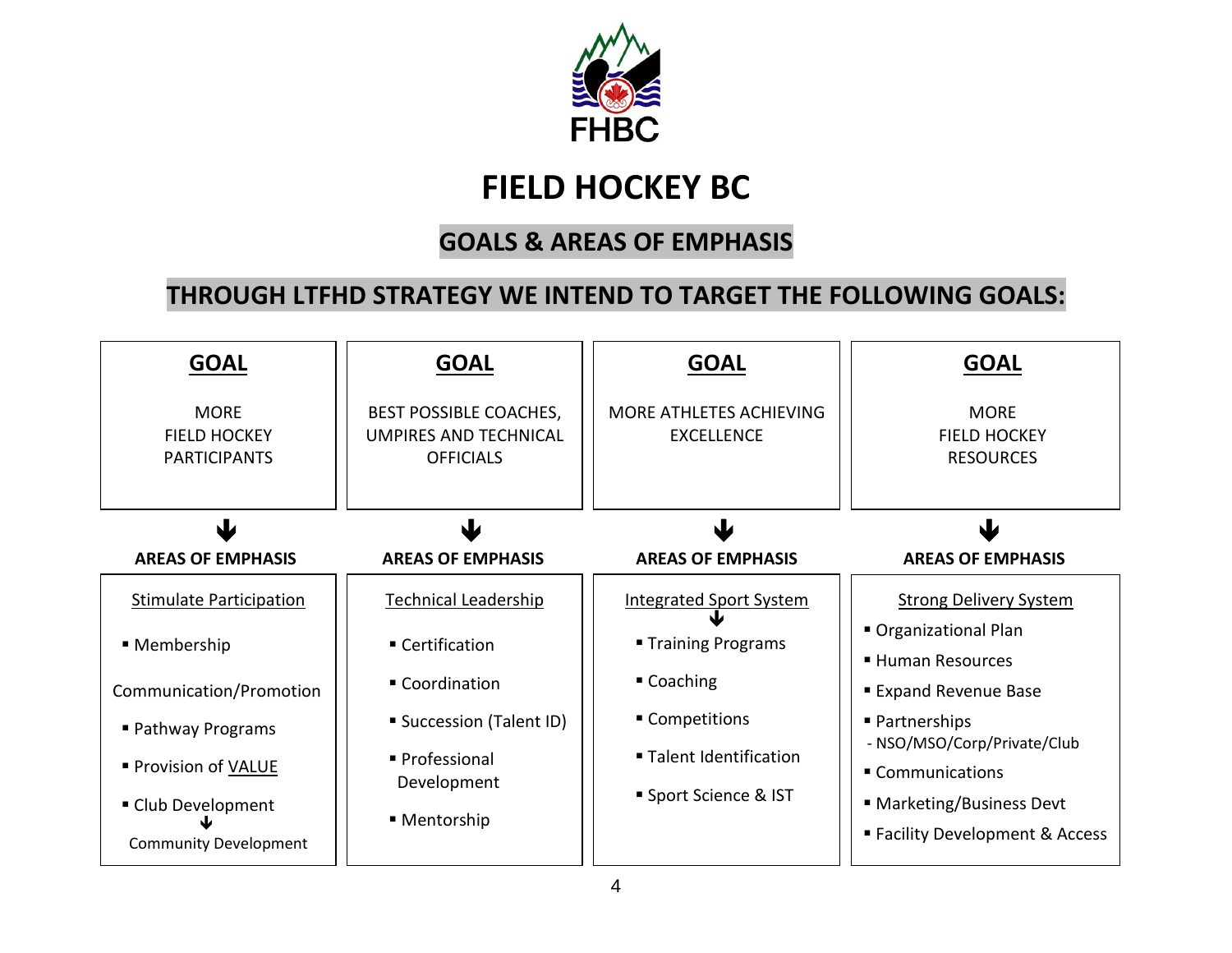# FIELD HOCKEY BC

## GOALS & AREAS OF EMPHASIS

## THROUGH LTFHD STRATEGY WE INTEND TO TARGET THE FOLLOWING GOALS:

| GOAL | GOAL | GOAL | GOAL |
|---|---|---|---|
| MORE FIELD HOCKEY PARTICIPANTS | BEST POSSIBLE COACHES, UMPIRES AND TECHNICAL OFFICIALS | MORE ATHLETES ACHIEVING EXCELLENCE | MORE FIELD HOCKEY RESOURCES |

**AREAS OF EMPHASIS** (Goal 1: More Field Hockey Participants)

Stimulate Participation

- Membership

Communication/Promotion

- Pathway Programs
- Provision of VALUE
- Club Development
  ↓
  Community Development

**AREAS OF EMPHASIS** (Goal 2: Best Possible Coaches, Umpires and Technical Officials)

Technical Leadership

- Certification
- Coordination
- Succession (Talent ID)
- Professional Development
- Mentorship

**AREAS OF EMPHASIS** (Goal 3: More Athletes Achieving Excellence)

Integrated Sport System
↓

- Training Programs
- Coaching
- Competitions
- Talent Identification
- Sport Science & IST

**AREAS OF EMPHASIS** (Goal 4: More Field Hockey Resources)

Strong Delivery System

- Organizational Plan
- Human Resources
- Expand Revenue Base
- Partnerships
  - NSO/MSO/Corp/Private/Club
- Communications
- Marketing/Business Devt
- Facility Development & Access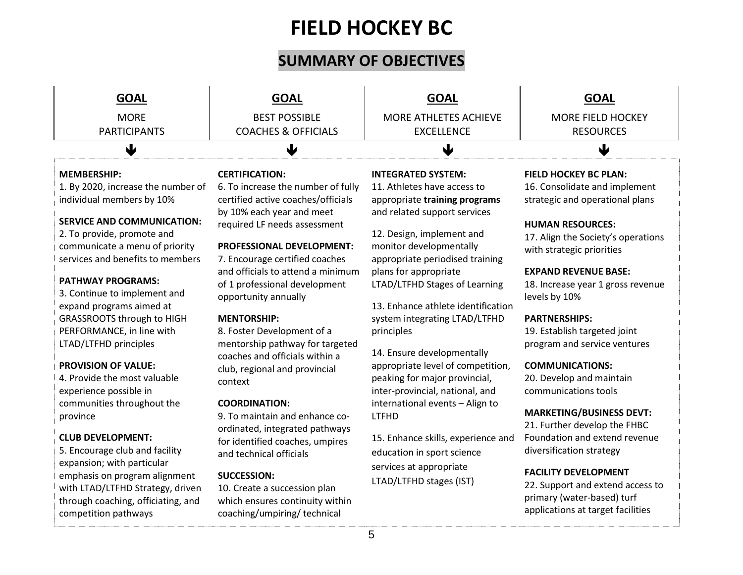# FIELD HOCKEY BC

## SUMMARY OF OBJECTIVES

| GOAL | GOAL | GOAL | GOAL |
|---|---|---|---|
| MORE PARTICIPANTS | BEST POSSIBLE COACHES & OFFICIALS | MORE ATHLETES ACHIEVE EXCELLENCE | MORE FIELD HOCKEY RESOURCES |

### GOAL: MORE PARTICIPANTS

**MEMBERSHIP:**
1. By 2020, increase the number of individual members by 10%

**SERVICE AND COMMUNICATION:**
2. To provide, promote and communicate a menu of priority services and benefits to members

**PATHWAY PROGRAMS:**
3. Continue to implement and expand programs aimed at GRASSROOTS through to HIGH PERFORMANCE, in line with LTAD/LTFHD principles

**PROVISION OF VALUE:**
4. Provide the most valuable experience possible in communities throughout the province

**CLUB DEVELOPMENT:**
5. Encourage club and facility expansion; with particular emphasis on program alignment with LTAD/LTFHD Strategy, driven through coaching, officiating, and competition pathways

### GOAL: BEST POSSIBLE COACHES & OFFICIALS

**CERTIFICATION:**
6. To increase the number of fully certified active coaches/officials by 10% each year and meet required LF needs assessment

**PROFESSIONAL DEVELOPMENT:**
7. Encourage certified coaches and officials to attend a minimum of 1 professional development opportunity annually

**MENTORSHIP:**
8. Foster Development of a mentorship pathway for targeted coaches and officials within a club, regional and provincial context

**COORDINATION:**
9. To maintain and enhance co-ordinated, integrated pathways for identified coaches, umpires and technical officials

**SUCCESSION:**
10. Create a succession plan which ensures continuity within coaching/umpiring/ technical

### GOAL: MORE ATHLETES ACHIEVE EXCELLENCE

**INTEGRATED SYSTEM:**
11. Athletes have access to appropriate **training programs** and related support services

12. Design, implement and monitor developmentally appropriate periodised training plans for appropriate LTAD/LTFHD Stages of Learning

13. Enhance athlete identification system integrating LTAD/LTFHD principles

14. Ensure developmentally appropriate level of competition, peaking for major provincial, inter-provincial, national, and international events – Align to LTFHD

15. Enhance skills, experience and education in sport science services at appropriate LTAD/LTFHD stages (IST)

### GOAL: MORE FIELD HOCKEY RESOURCES

**FIELD HOCKEY BC PLAN:**
16. Consolidate and implement strategic and operational plans

**HUMAN RESOURCES:**
17. Align the Society's operations with strategic priorities

**EXPAND REVENUE BASE:**
18. Increase year 1 gross revenue levels by 10%

**PARTNERSHIPS:**
19. Establish targeted joint program and service ventures

**COMMUNICATIONS:**
20. Develop and maintain communications tools

**MARKETING/BUSINESS DEVT:**
21. Further develop the FHBC Foundation and extend revenue diversification strategy

**FACILITY DEVELOPMENT**
22. Support and extend access to primary (water-based) turf applications at target facilities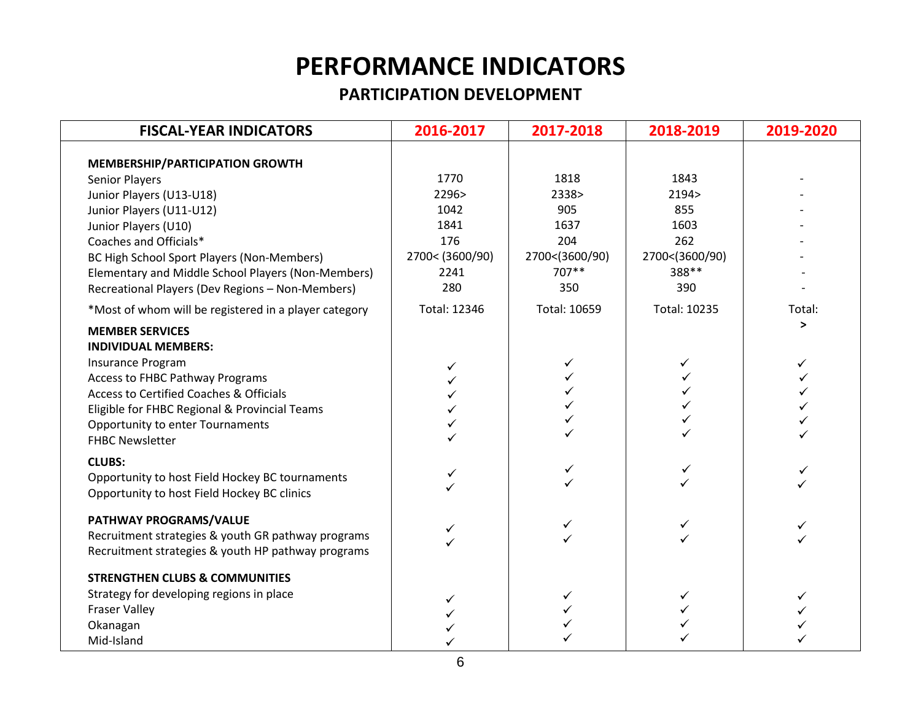# PERFORMANCE INDICATORS

## PARTICIPATION DEVELOPMENT

| FISCAL-YEAR INDICATORS | 2016-2017 | 2017-2018 | 2018-2019 | 2019-2020 |
|---|---|---|---|---|
| **MEMBERSHIP/PARTICIPATION GROWTH** | | | | |
| Senior Players | 1770 | 1818 | 1843 | - |
| Junior Players (U13-U18) | 2296> | 2338> | 2194> | - |
| Junior Players (U11-U12) | 1042 | 905 | 855 | - |
| Junior Players (U10) | 1841 | 1637 | 1603 | - |
| Coaches and Officials* | 176 | 204 | 262 | - |
| BC High School Sport Players (Non-Members) | 2700< (3600/90) | 2700<(3600/90) | 2700<(3600/90) | - |
| Elementary and Middle School Players (Non-Members) | 2241 | 707** | 388** | - |
| Recreational Players (Dev Regions – Non-Members) | 280 | 350 | 390 | - |
| *Most of whom will be registered in a player category | Total: 12346 | Total: 10659 | Total: 10235 | Total: > |
| **MEMBER SERVICES** | | | | |
| **INDIVIDUAL MEMBERS:** | | | | |
| Insurance Program | ✓ | ✓ | ✓ | ✓ |
| Access to FHBC Pathway Programs | ✓ | ✓ | ✓ | ✓ |
| Access to Certified Coaches & Officials | ✓ | ✓ | ✓ | ✓ |
| Eligible for FHBC Regional & Provincial Teams | ✓ | ✓ | ✓ | ✓ |
| Opportunity to enter Tournaments | ✓ | ✓ | ✓ | ✓ |
| FHBC Newsletter | ✓ | ✓ | ✓ | ✓ |
| **CLUBS:** | | | | |
| Opportunity to host Field Hockey BC tournaments | ✓ | ✓ | ✓ | ✓ |
| Opportunity to host Field Hockey BC clinics | ✓ | ✓ | ✓ | ✓ |
| **PATHWAY PROGRAMS/VALUE** | | | | |
| Recruitment strategies & youth GR pathway programs | ✓ | ✓ | ✓ | ✓ |
| Recruitment strategies & youth HP pathway programs | ✓ | ✓ | ✓ | ✓ |
| **STRENGTHEN CLUBS & COMMUNITIES** | | | | |
| Strategy for developing regions in place | ✓ | ✓ | ✓ | ✓ |
| Fraser Valley | ✓ | ✓ | ✓ | ✓ |
| Okanagan | ✓ | ✓ | ✓ | ✓ |
| Mid-Island | ✓ | ✓ | ✓ | ✓ |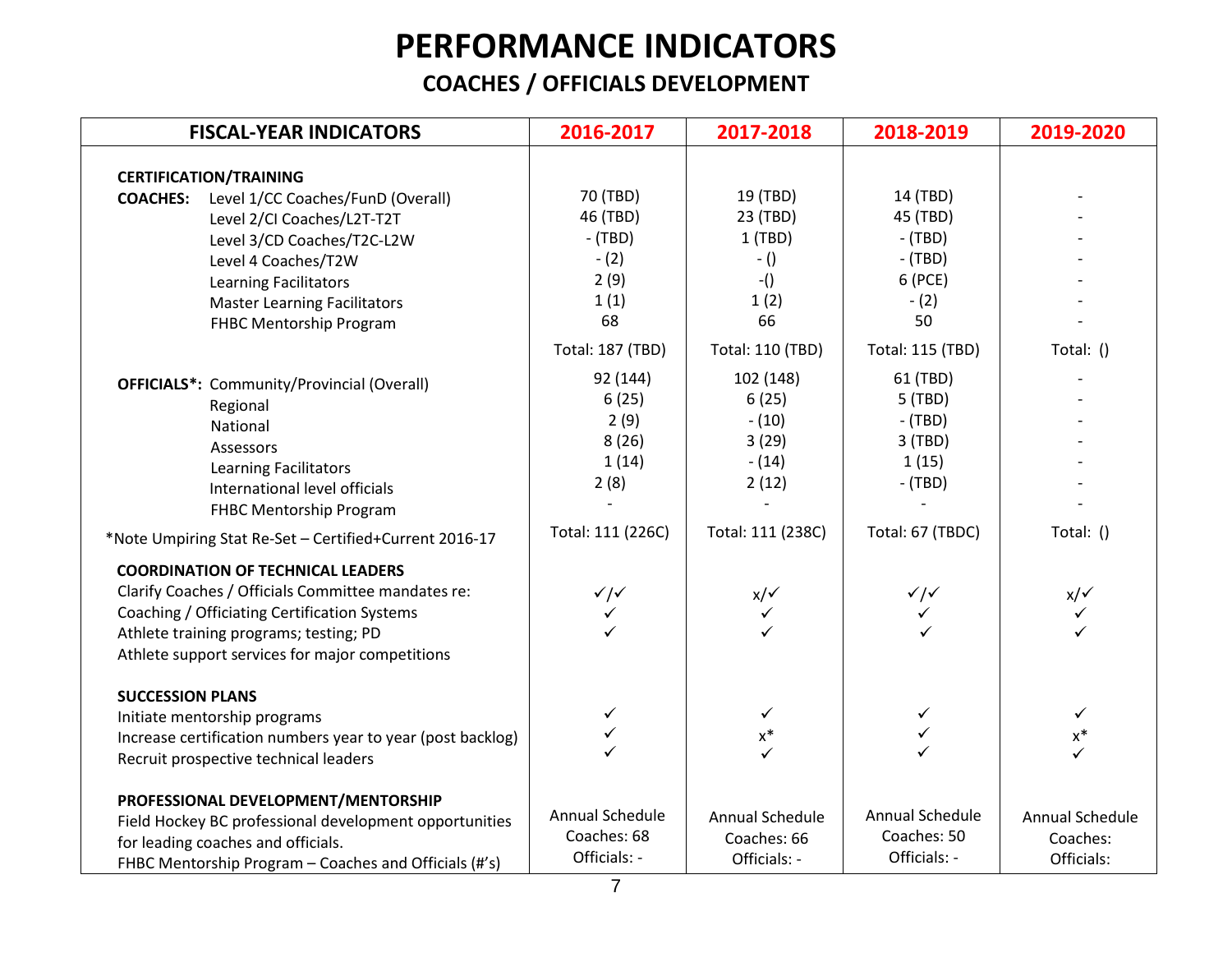# PERFORMANCE INDICATORS

## COACHES / OFFICIALS DEVELOPMENT

| FISCAL-YEAR INDICATORS | 2016-2017 | 2017-2018 | 2018-2019 | 2019-2020 |
|---|---|---|---|---|
| **CERTIFICATION/TRAINING** | | | | |
| **COACHES:** Level 1/CC Coaches/FunD (Overall) | 70 (TBD) | 19 (TBD) | 14 (TBD) | - |
| Level 2/CI Coaches/L2T-T2T | 46 (TBD) | 23 (TBD) | 45 (TBD) | - |
| Level 3/CD Coaches/T2C-L2W | - (TBD) | 1 (TBD) | - (TBD) | - |
| Level 4 Coaches/T2W | - (2) | - () | - (TBD) | - |
| Learning Facilitators | 2 (9) | -() | 6 (PCE) | - |
| Master Learning Facilitators | 1 (1) | 1 (2) | - (2) | - |
| FHBC Mentorship Program | 68 | 66 | 50 | - |
| | Total: 187 (TBD) | Total: 110 (TBD) | Total: 115 (TBD) | Total: () |
| **OFFICIALS*:** Community/Provincial (Overall) | 92 (144) | 102 (148) | 61 (TBD) | - |
| Regional | 6 (25) | 6 (25) | 5 (TBD) | - |
| National | 2 (9) | - (10) | - (TBD) | - |
| Assessors | 8 (26) | 3 (29) | 3 (TBD) | - |
| Learning Facilitators | 1 (14) | - (14) | 1 (15) | - |
| International level officials | 2 (8) | 2 (12) | - (TBD) | - |
| FHBC Mentorship Program | - | - | - | - |
| *Note Umpiring Stat Re-Set – Certified+Current 2016-17 | Total: 111 (226C) | Total: 111 (238C) | Total: 67 (TBDC) | Total: () |
| **COORDINATION OF TECHNICAL LEADERS** | | | | |
| Clarify Coaches / Officials Committee mandates re: | ✓/✓ | x/✓ | ✓/✓ | x/✓ |
| Coaching / Officiating Certification Systems | ✓ | ✓ | ✓ | ✓ |
| Athlete training programs; testing; PD | ✓ | ✓ | ✓ | ✓ |
| Athlete support services for major competitions | | | | |
| **SUCCESSION PLANS** | | | | |
| Initiate mentorship programs | ✓ | ✓ | ✓ | ✓ |
| Increase certification numbers year to year (post backlog) | ✓ | x* | ✓ | x* |
| Recruit prospective technical leaders | ✓ | ✓ | ✓ | ✓ |
| **PROFESSIONAL DEVELOPMENT/MENTORSHIP** | | | | |
| Field Hockey BC professional development opportunities for leading coaches and officials. FHBC Mentorship Program – Coaches and Officials (#'s) | Annual Schedule<br>Coaches: 68<br>Officials: - | Annual Schedule<br>Coaches: 66<br>Officials: - | Annual Schedule<br>Coaches: 50<br>Officials: - | Annual Schedule<br>Coaches:<br>Officials: |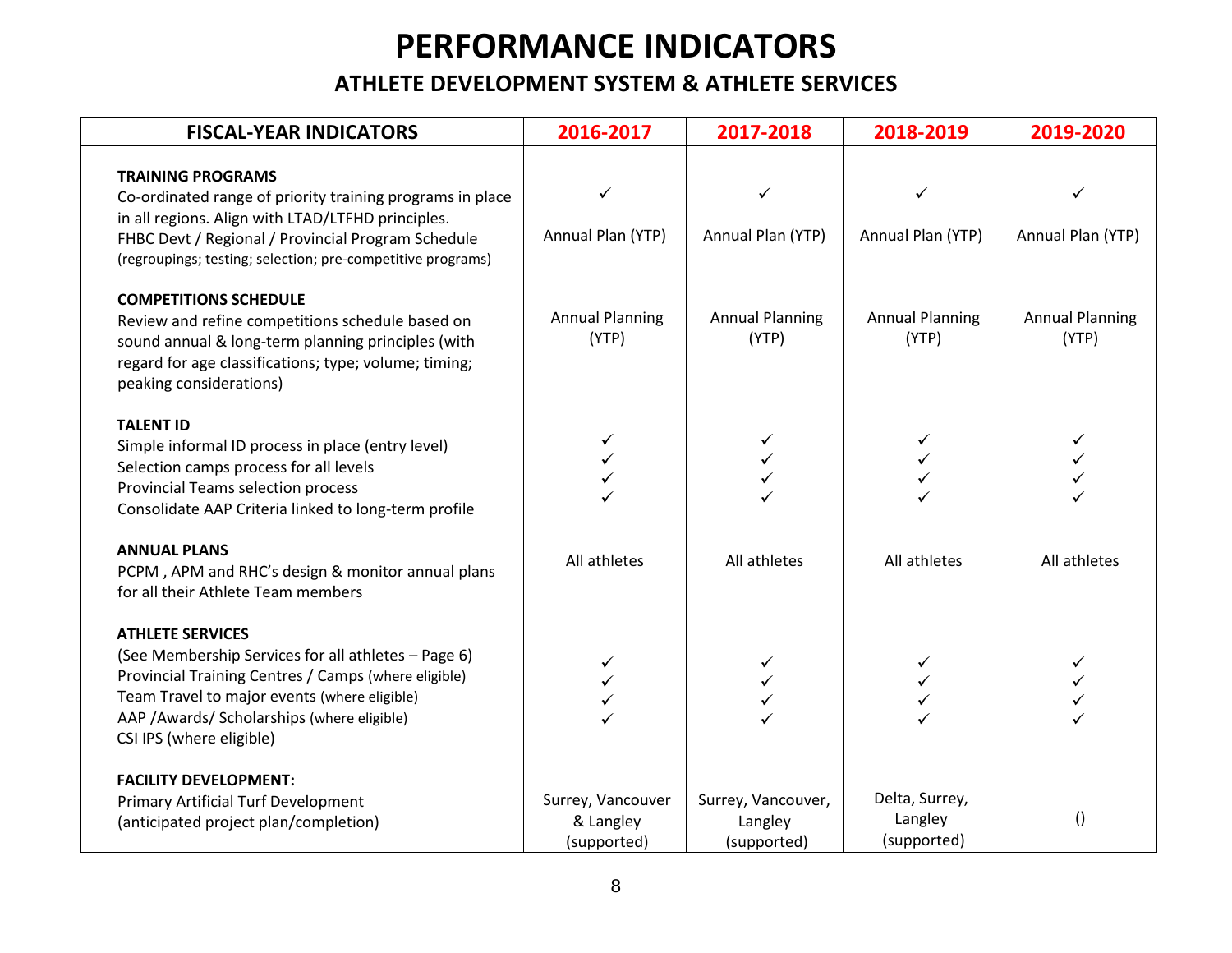# PERFORMANCE INDICATORS

## ATHLETE DEVELOPMENT SYSTEM & ATHLETE SERVICES

| FISCAL-YEAR INDICATORS | 2016-2017 | 2017-2018 | 2018-2019 | 2019-2020 |
|---|---|---|---|---|
| **TRAINING PROGRAMS**<br>Co-ordinated range of priority training programs in place in all regions. Align with LTAD/LTFHD principles.<br>FHBC Devt / Regional / Provincial Program Schedule<br>(regroupings; testing; selection; pre-competitive programs) | ✓<br>Annual Plan (YTP) | ✓<br>Annual Plan (YTP) | ✓<br>Annual Plan (YTP) | ✓<br>Annual Plan (YTP) |
| **COMPETITIONS SCHEDULE**<br>Review and refine competitions schedule based on sound annual & long-term planning principles (with regard for age classifications; type; volume; timing; peaking considerations) | Annual Planning (YTP) | Annual Planning (YTP) | Annual Planning (YTP) | Annual Planning (YTP) |
| **TALENT ID**<br>Simple informal ID process in place (entry level)<br>Selection camps process for all levels<br>Provincial Teams selection process<br>Consolidate AAP Criteria linked to long-term profile | ✓<br>✓<br>✓<br>✓ | ✓<br>✓<br>✓<br>✓ | ✓<br>✓<br>✓<br>✓ | ✓<br>✓<br>✓<br>✓ |
| **ANNUAL PLANS**<br>PCPM , APM and RHC's design & monitor annual plans for all their Athlete Team members | All athletes | All athletes | All athletes | All athletes |
| **ATHLETE SERVICES**<br>(See Membership Services for all athletes – Page 6)<br>Provincial Training Centres / Camps (where eligible)<br>Team Travel to major events (where eligible)<br>AAP /Awards/ Scholarships (where eligible)<br>CSI IPS (where eligible) | ✓<br>✓<br>✓<br>✓ | ✓<br>✓<br>✓<br>✓ | ✓<br>✓<br>✓<br>✓ | ✓<br>✓<br>✓<br>✓ |
| **FACILITY DEVELOPMENT:**<br>Primary Artificial Turf Development<br>(anticipated project plan/completion) | Surrey, Vancouver & Langley (supported) | Surrey, Vancouver, Langley (supported) | Delta, Surrey, Langley (supported) | () |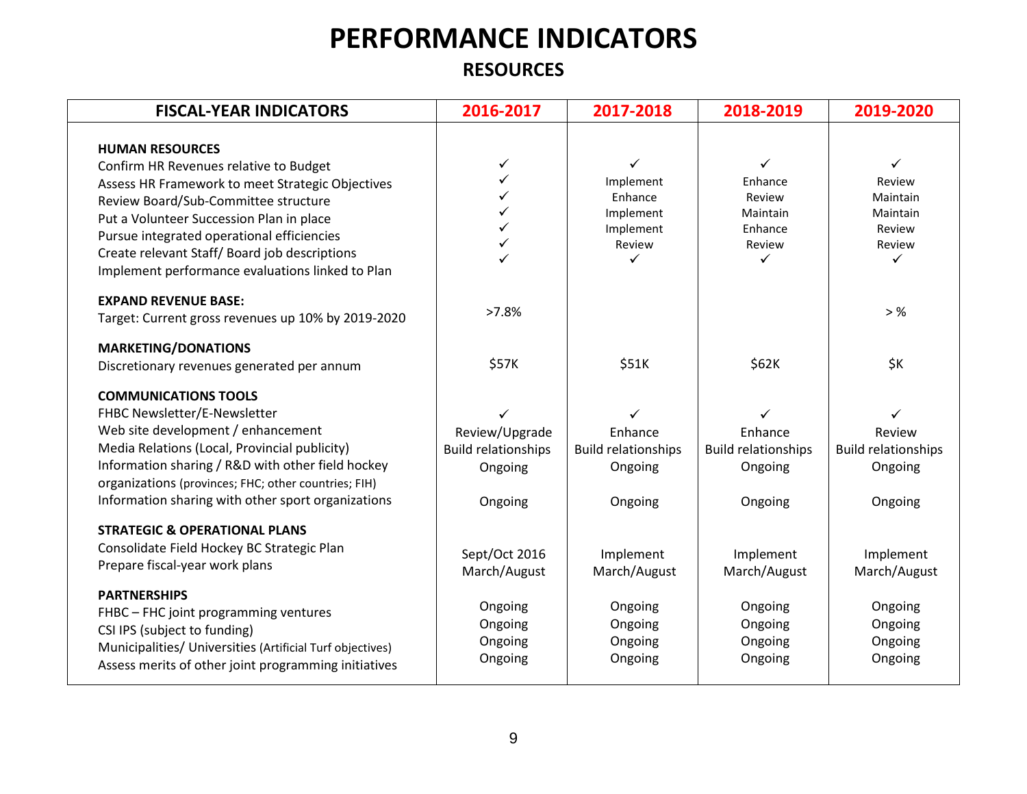# PERFORMANCE INDICATORS

## RESOURCES

| FISCAL-YEAR INDICATORS | 2016-2017 | 2017-2018 | 2018-2019 | 2019-2020 |
|---|---|---|---|---|
| **HUMAN RESOURCES** | | | | |
| Confirm HR Revenues relative to Budget | ✓ | ✓ | ✓ | ✓ |
| Assess HR Framework to meet Strategic Objectives | ✓ | Implement | Enhance | Review |
| Review Board/Sub-Committee structure | ✓ | Enhance | Review | Maintain |
| Put a Volunteer Succession Plan in place | ✓ | Implement | Maintain | Maintain |
| Pursue integrated operational efficiencies | ✓ | Implement | Enhance | Review |
| Create relevant Staff/ Board job descriptions | ✓ | Review | Review | Review |
| Implement performance evaluations linked to Plan | ✓ | ✓ | ✓ | ✓ |
| **EXPAND REVENUE BASE:** | | | | |
| Target: Current gross revenues up 10% by 2019-2020 | >7.8% | | | > % |
| **MARKETING/DONATIONS** | | | | |
| Discretionary revenues generated per annum | $57K | $51K | $62K | $K |
| **COMMUNICATIONS TOOLS** | | | | |
| FHBC Newsletter/E-Newsletter | ✓ | ✓ | ✓ | ✓ |
| Web site development / enhancement | Review/Upgrade | Enhance | Enhance | Review |
| Media Relations (Local, Provincial publicity) | Build relationships | Build relationships | Build relationships | Build relationships |
| Information sharing / R&D with other field hockey organizations (provinces; FHC; other countries; FIH) | Ongoing | Ongoing | Ongoing | Ongoing |
| Information sharing with other sport organizations | Ongoing | Ongoing | Ongoing | Ongoing |
| **STRATEGIC & OPERATIONAL PLANS** | | | | |
| Consolidate Field Hockey BC Strategic Plan | Sept/Oct 2016 | Implement | Implement | Implement |
| Prepare fiscal-year work plans | March/August | March/August | March/August | March/August |
| **PARTNERSHIPS** | | | | |
| FHBC – FHC joint programming ventures | Ongoing | Ongoing | Ongoing | Ongoing |
| CSI IPS (subject to funding) | Ongoing | Ongoing | Ongoing | Ongoing |
| Municipalities/ Universities (Artificial Turf objectives) | Ongoing | Ongoing | Ongoing | Ongoing |
| Assess merits of other joint programming initiatives | Ongoing | Ongoing | Ongoing | Ongoing |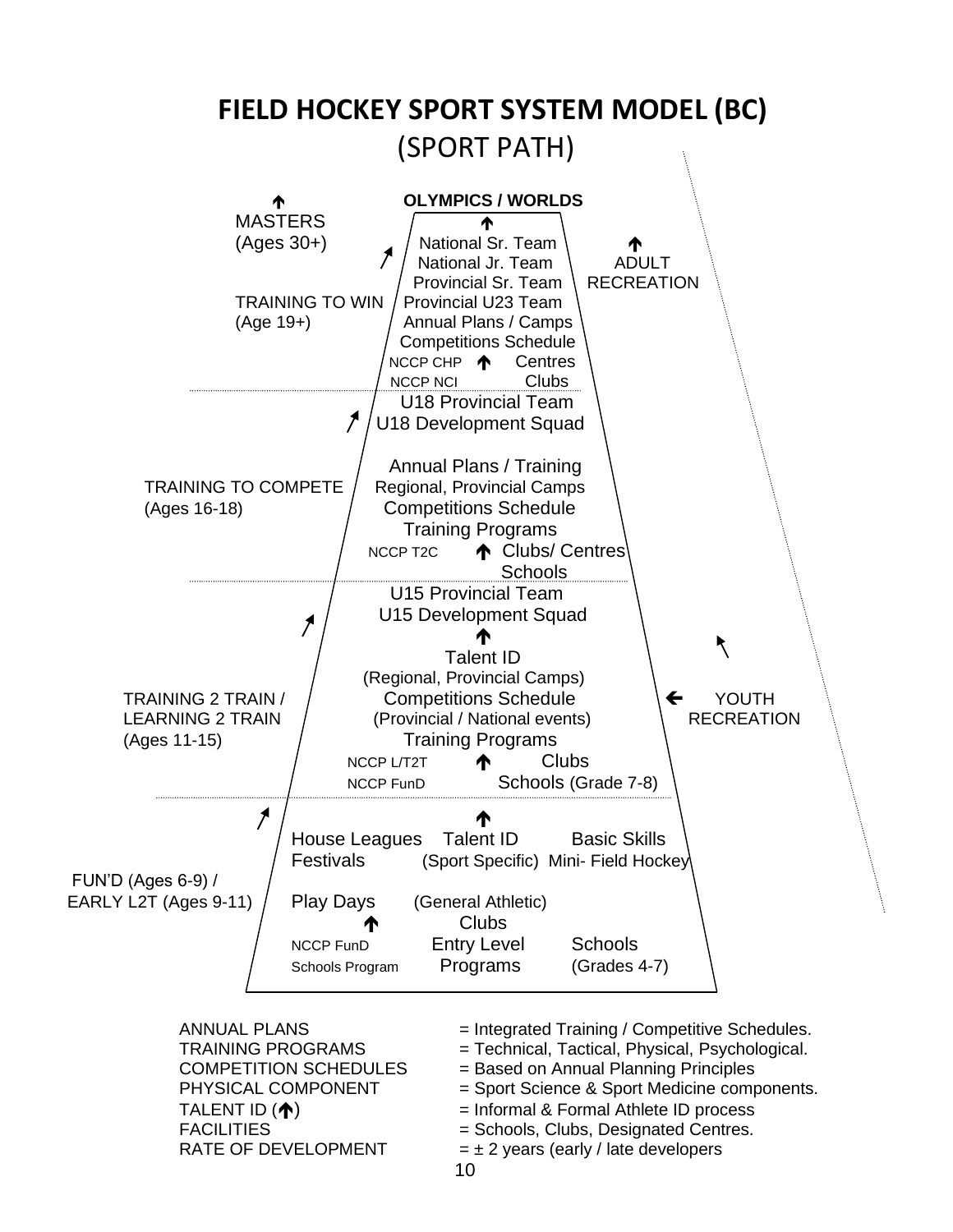# FIELD HOCKEY SPORT SYSTEM MODEL (BC)

## (SPORT PATH)

**OLYMPICS / WORLDS**

MASTERS
(Ages 30+)

National Sr. Team
National Jr. Team
Provincial Sr. Team
Provincial U23 Team
Annual Plans / Camps
Competitions Schedule
NCCP CHP Centres
NCCP NCI Clubs

ADULT
RECREATION

TRAINING TO WIN
(Age 19+)

U18 Provincial Team
U18 Development Squad

Annual Plans / Training
Regional, Provincial Camps
Competitions Schedule
Training Programs
NCCP T2C Clubs/ Centres
Schools

TRAINING TO COMPETE
(Ages 16-18)

U15 Provincial Team
U15 Development Squad

Talent ID
(Regional, Provincial Camps)
Competitions Schedule
(Provincial / National events)
Training Programs
NCCP L/T2T Clubs
NCCP FunD Schools (Grade 7-8)

TRAINING 2 TRAIN /
LEARNING 2 TRAIN
(Ages 11-15)

YOUTH
RECREATION

House Leagues Talent ID Basic Skills
Festivals (Sport Specific) Mini- Field Hockey

Play Days (General Athletic)
Clubs
NCCP FunD Entry Level Schools
Schools Program Programs (Grades 4-7)

FUN'D (Ages 6-9) /
EARLY L2T (Ages 9-11)

ANNUAL PLANS = Integrated Training / Competitive Schedules.
TRAINING PROGRAMS = Technical, Tactical, Physical, Psychological.
COMPETITION SCHEDULES = Based on Annual Planning Principles
PHYSICAL COMPONENT = Sport Science & Sport Medicine components.
TALENT ID (↑) = Informal & Formal Athlete ID process
FACILITIES = Schools, Clubs, Designated Centres.
RATE OF DEVELOPMENT = ± 2 years (early / late developers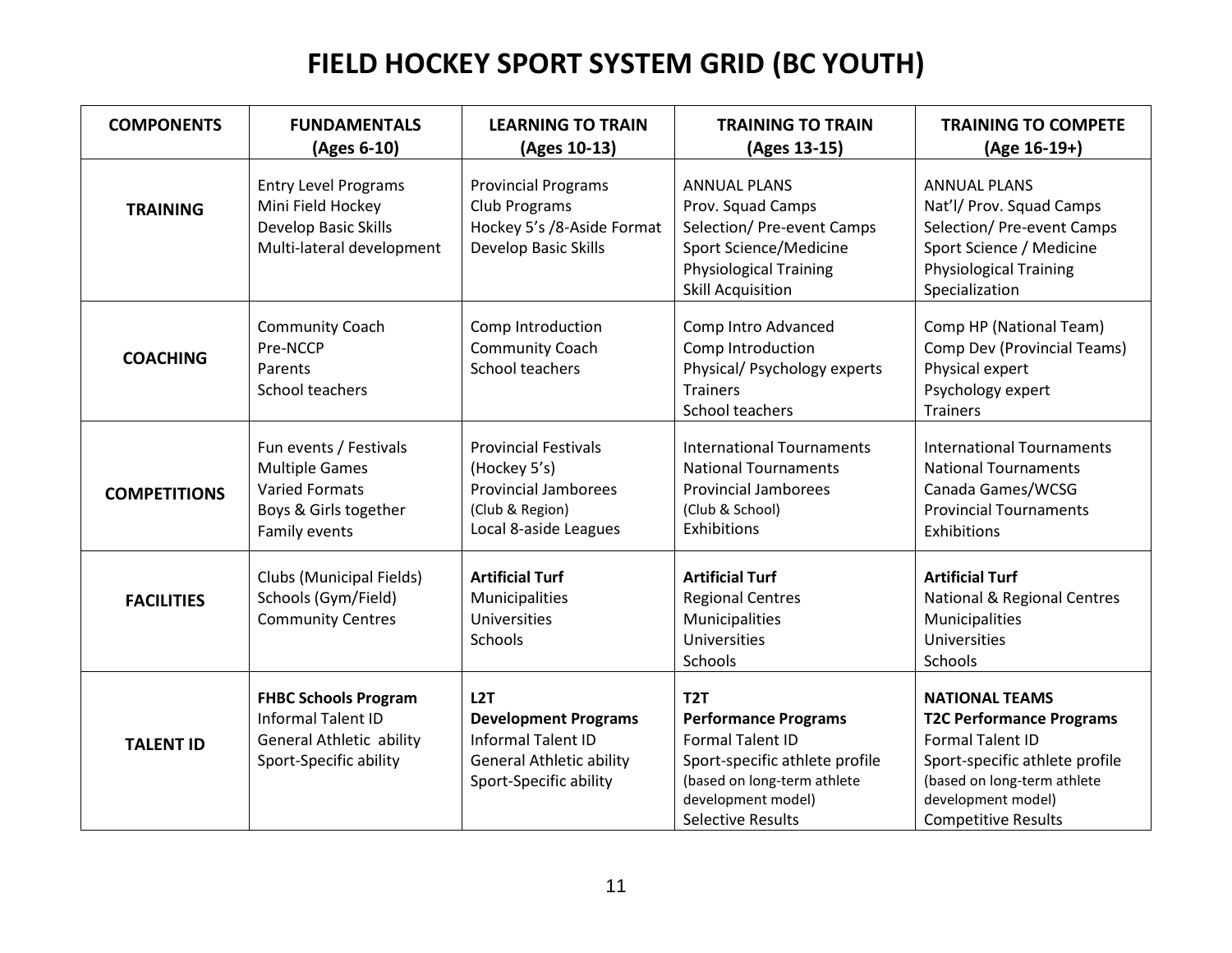# FIELD HOCKEY SPORT SYSTEM GRID (BC YOUTH)

| COMPONENTS | FUNDAMENTALS (Ages 6-10) | LEARNING TO TRAIN (Ages 10-13) | TRAINING TO TRAIN (Ages 13-15) | TRAINING TO COMPETE (Age 16-19+) |
|---|---|---|---|---|
| **TRAINING** | Entry Level Programs<br>Mini Field Hockey<br>Develop Basic Skills<br>Multi-lateral development | Provincial Programs<br>Club Programs<br>Hockey 5's /8-Aside Format<br>Develop Basic Skills | ANNUAL PLANS<br>Prov. Squad Camps<br>Selection/ Pre-event Camps<br>Sport Science/Medicine<br>Physiological Training<br>Skill Acquisition | ANNUAL PLANS<br>Nat'l/ Prov. Squad Camps<br>Selection/ Pre-event Camps<br>Sport Science / Medicine<br>Physiological Training<br>Specialization |
| **COACHING** | Community Coach<br>Pre-NCCP<br>Parents<br>School teachers | Comp Introduction<br>Community Coach<br>School teachers | Comp Intro Advanced<br>Comp Introduction<br>Physical/ Psychology experts<br>Trainers<br>School teachers | Comp HP (National Team)<br>Comp Dev (Provincial Teams)<br>Physical expert<br>Psychology expert<br>Trainers |
| **COMPETITIONS** | Fun events / Festivals<br>Multiple Games<br>Varied Formats<br>Boys & Girls together<br>Family events | Provincial Festivals<br>(Hockey 5's)<br>Provincial Jamborees<br>(Club & Region)<br>Local 8-aside Leagues | International Tournaments<br>National Tournaments<br>Provincial Jamborees<br>(Club & School)<br>Exhibitions | International Tournaments<br>National Tournaments<br>Canada Games/WCSG<br>Provincial Tournaments<br>Exhibitions |
| **FACILITIES** | Clubs (Municipal Fields)<br>Schools (Gym/Field)<br>Community Centres | **Artificial Turf**<br>Municipalities<br>Universities<br>Schools | **Artificial Turf**<br>Regional Centres<br>Municipalities<br>Universities<br>Schools | **Artificial Turf**<br>National & Regional Centres<br>Municipalities<br>Universities<br>Schools |
| **TALENT ID** | **FHBC Schools Program**<br>Informal Talent ID<br>General Athletic ability<br>Sport-Specific ability | **L2T**<br>**Development Programs**<br>Informal Talent ID<br>General Athletic ability<br>Sport-Specific ability | **T2T**<br>**Performance Programs**<br>Formal Talent ID<br>Sport-specific athlete profile<br>(based on long-term athlete development model)<br>Selective Results | **NATIONAL TEAMS**<br>**T2C Performance Programs**<br>Formal Talent ID<br>Sport-specific athlete profile<br>(based on long-term athlete development model)<br>Competitive Results |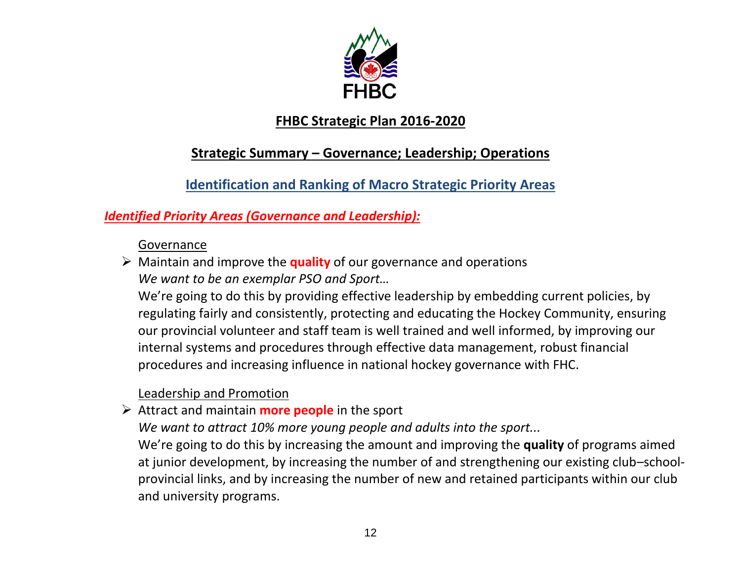FHBC

# FHBC Strategic Plan 2016-2020

## Strategic Summary – Governance; Leadership; Operations

### Identification and Ranking of Macro Strategic Priority Areas

***Identified Priority Areas (Governance and Leadership):***

Governance

- Maintain and improve the **quality** of our governance and operations
  *We want to be an exemplar PSO and Sport…*
  We're going to do this by providing effective leadership by embedding current policies, by regulating fairly and consistently, protecting and educating the Hockey Community, ensuring our provincial volunteer and staff team is well trained and well informed, by improving our internal systems and procedures through effective data management, robust financial procedures and increasing influence in national hockey governance with FHC.

Leadership and Promotion

- Attract and maintain **more people** in the sport
  *We want to attract 10% more young people and adults into the sport...*
  We're going to do this by increasing the amount and improving the **quality** of programs aimed at junior development, by increasing the number of and strengthening our existing club–school-provincial links, and by increasing the number of new and retained participants within our club and university programs.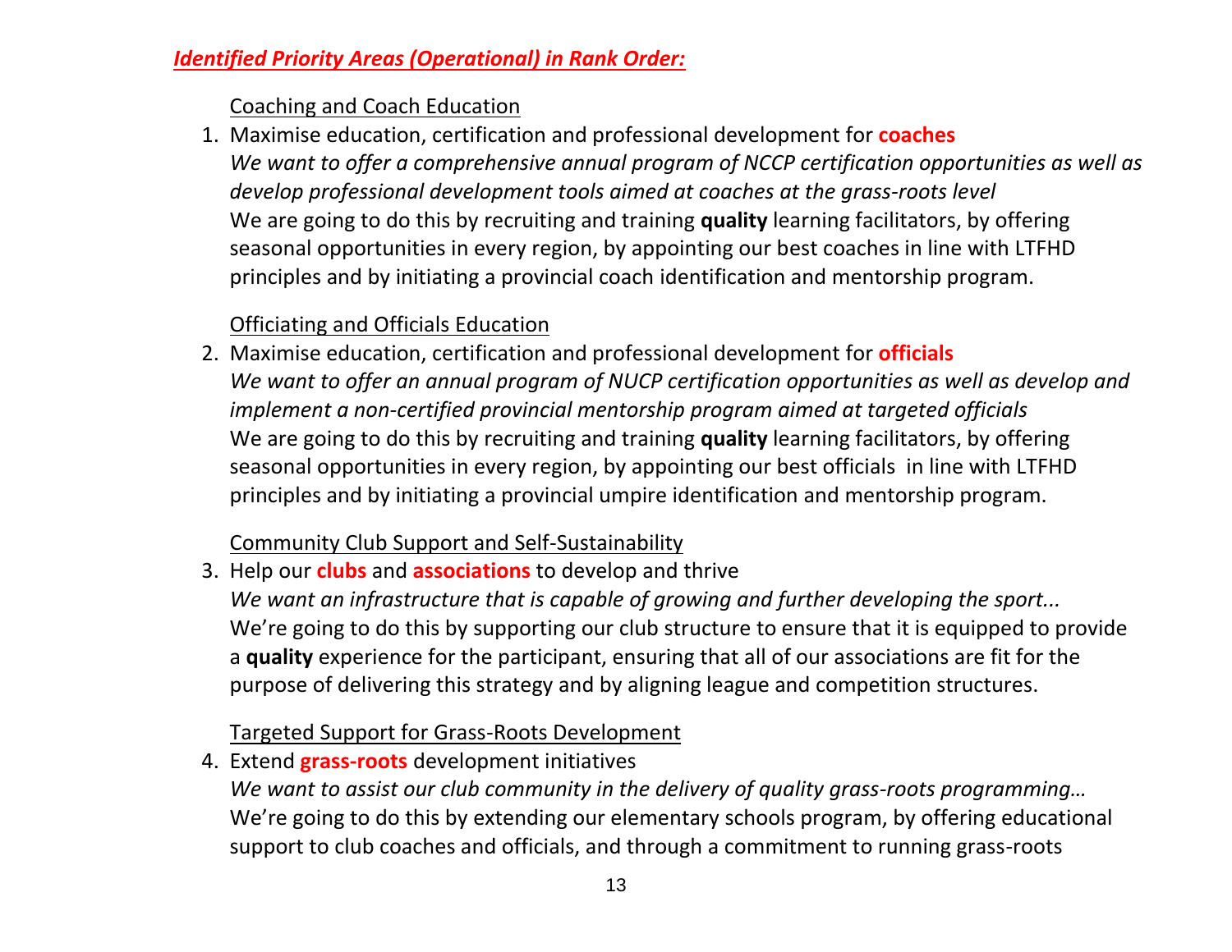***Identified Priority Areas (Operational) in Rank Order:***

Coaching and Coach Education

1. Maximise education, certification and professional development for **coaches**
   *We want to offer a comprehensive annual program of NCCP certification opportunities as well as develop professional development tools aimed at coaches at the grass-roots level*
   We are going to do this by recruiting and training **quality** learning facilitators, by offering seasonal opportunities in every region, by appointing our best coaches in line with LTFHD principles and by initiating a provincial coach identification and mentorship program.

Officiating and Officials Education

2. Maximise education, certification and professional development for **officials**
   *We want to offer an annual program of NUCP certification opportunities as well as develop and implement a non-certified provincial mentorship program aimed at targeted officials*
   We are going to do this by recruiting and training **quality** learning facilitators, by offering seasonal opportunities in every region, by appointing our best officials in line with LTFHD principles and by initiating a provincial umpire identification and mentorship program.

Community Club Support and Self-Sustainability

3. Help our **clubs** and **associations** to develop and thrive
   *We want an infrastructure that is capable of growing and further developing the sport...*
   We're going to do this by supporting our club structure to ensure that it is equipped to provide a **quality** experience for the participant, ensuring that all of our associations are fit for the purpose of delivering this strategy and by aligning league and competition structures.

Targeted Support for Grass-Roots Development

4. Extend **grass-roots** development initiatives
   *We want to assist our club community in the delivery of quality grass-roots programming…*
   We're going to do this by extending our elementary schools program, by offering educational support to club coaches and officials, and through a commitment to running grass-roots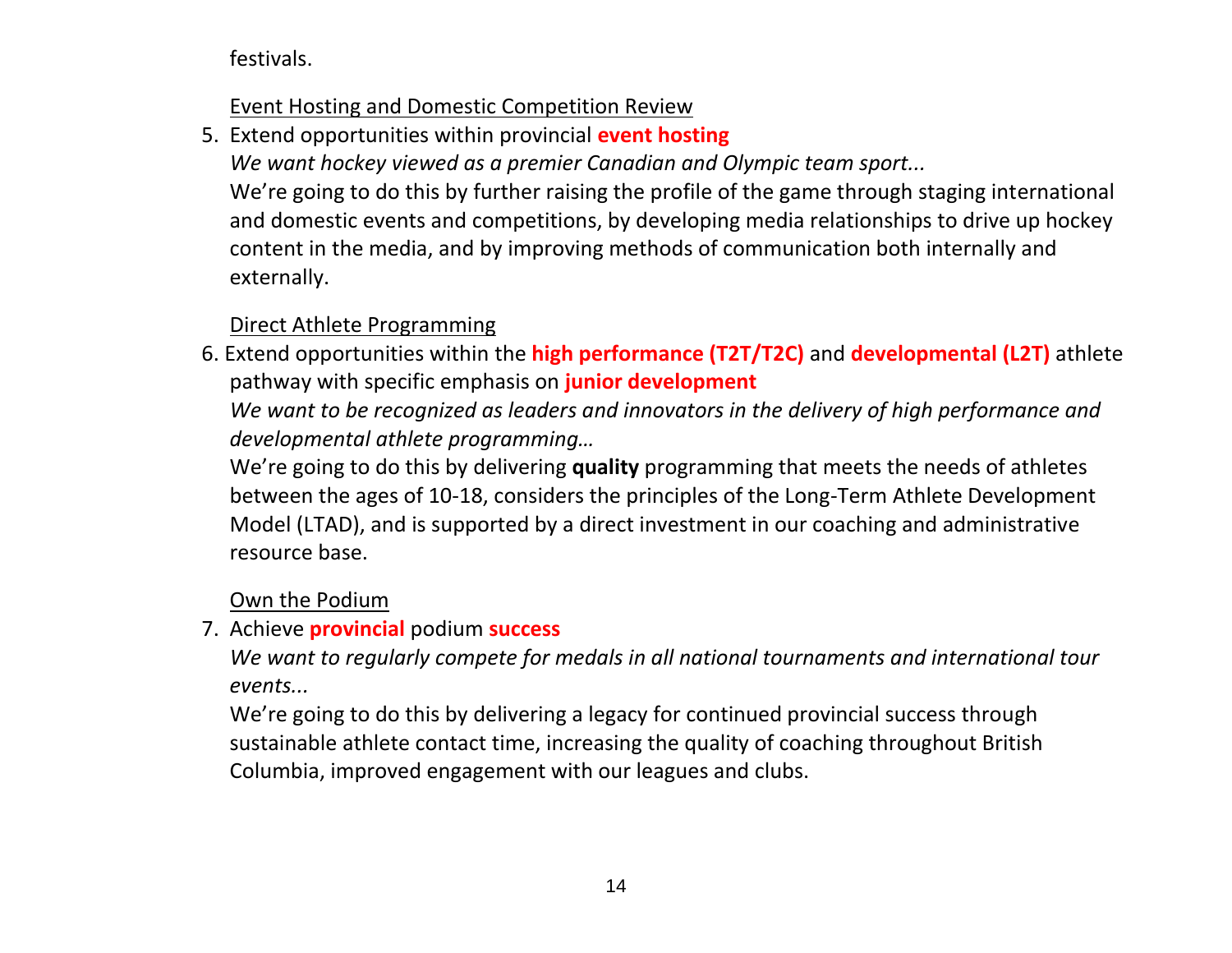festivals.

Event Hosting and Domestic Competition Review

5. Extend opportunities within provincial **event hosting**

   *We want hockey viewed as a premier Canadian and Olympic team sport...*

   We're going to do this by further raising the profile of the game through staging international and domestic events and competitions, by developing media relationships to drive up hockey content in the media, and by improving methods of communication both internally and externally.

Direct Athlete Programming

6. Extend opportunities within the **high performance (T2T/T2C)** and **developmental (L2T)** athlete pathway with specific emphasis on **junior development**

   *We want to be recognized as leaders and innovators in the delivery of high performance and developmental athlete programming…*

   We're going to do this by delivering **quality** programming that meets the needs of athletes between the ages of 10-18, considers the principles of the Long-Term Athlete Development Model (LTAD), and is supported by a direct investment in our coaching and administrative resource base.

Own the Podium

7. Achieve **provincial** podium **success**

   *We want to regularly compete for medals in all national tournaments and international tour events...*

   We're going to do this by delivering a legacy for continued provincial success through sustainable athlete contact time, increasing the quality of coaching throughout British Columbia, improved engagement with our leagues and clubs.